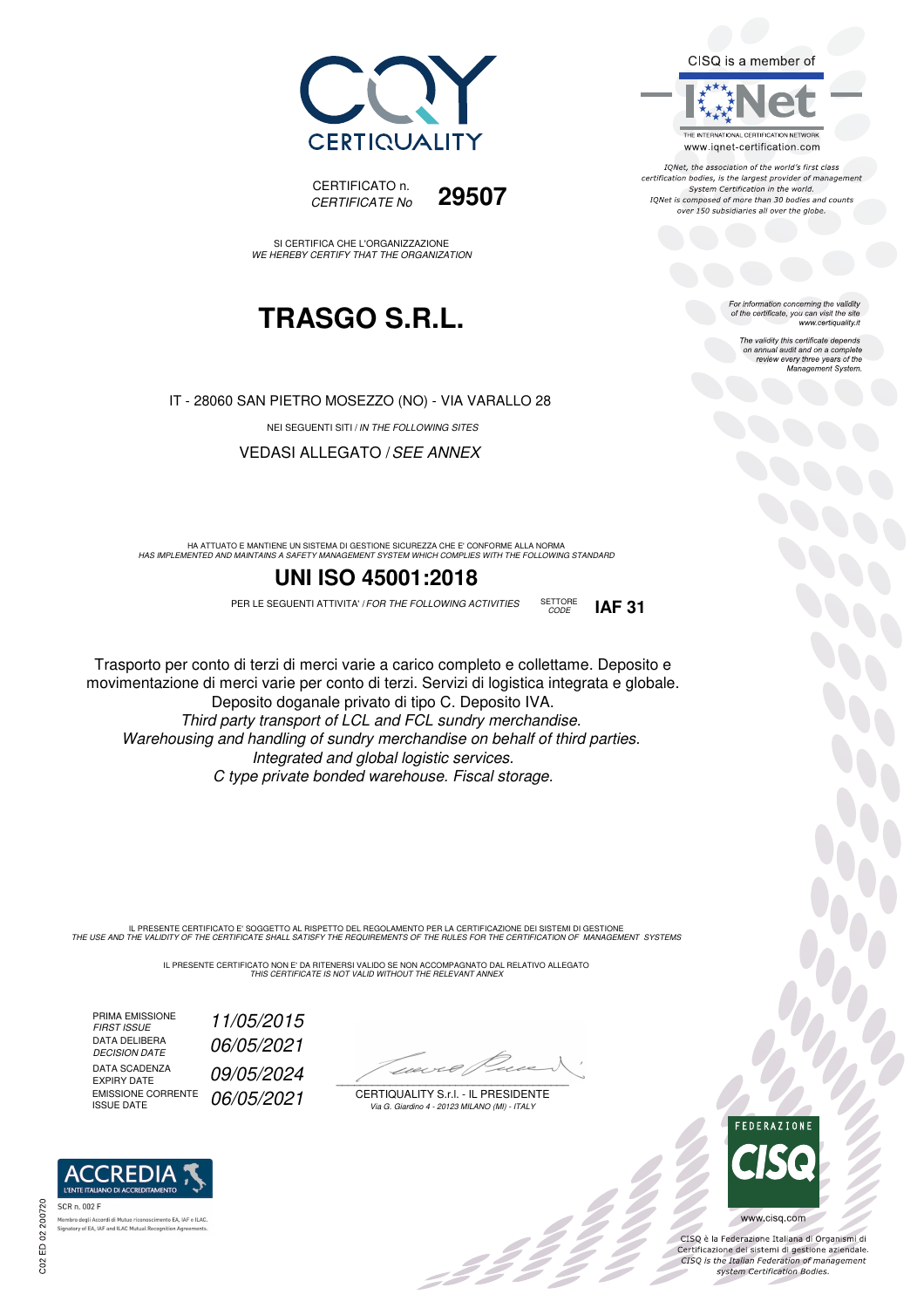CERTIQUALITY

CISQ is a member of

IQNet

THE INTERNATIONAL CERTIFICATION NETWORK
www.iqnet-certification.com

*IQNet, the association of the world's first class certification bodies, is the largest provider of management System Certification in the world. IQNet is composed of more than 30 bodies and counts over 150 subsidiaries all over the globe.*

CERTIFICATO n.
*CERTIFICATE No* **29507**

SI CERTIFICA CHE L'ORGANIZZAZIONE
*WE HEREBY CERTIFY THAT THE ORGANIZATION*

# TRASGO S.R.L.

*For information concerning the validity of the certificate, you can visit the site www.certiquality.it*

*The validity this certificate depends on annual audit and on a complete review every three years of the Management System.*

IT - 28060 SAN PIETRO MOSEZZO (NO) - VIA VARALLO 28

NEI SEGUENTI SITI / *IN THE FOLLOWING SITES*

VEDASI ALLEGATO / *SEE ANNEX*

HA ATTUATO E MANTIENE UN SISTEMA DI GESTIONE SICUREZZA CHE E' CONFORME ALLA NORMA
*HAS IMPLEMENTED AND MAINTAINS A SAFETY MANAGEMENT SYSTEM WHICH COMPLIES WITH THE FOLLOWING STANDARD*

## UNI ISO 45001:2018

PER LE SEGUENTI ATTIVITA' / *FOR THE FOLLOWING ACTIVITIES* SETTORE *CODE* **IAF 31**

Trasporto per conto di terzi di merci varie a carico completo e collettame. Deposito e movimentazione di merci varie per conto di terzi. Servizi di logistica integrata e globale. Deposito doganale privato di tipo C. Deposito IVA.
*Third party transport of LCL and FCL sundry merchandise.*
*Warehousing and handling of sundry merchandise on behalf of third parties.*
*Integrated and global logistic services.*
*C type private bonded warehouse. Fiscal storage.*

IL PRESENTE CERTIFICATO E' SOGGETTO AL RISPETTO DEL REGOLAMENTO PER LA CERTIFICAZIONE DEI SISTEMI DI GESTIONE
*THE USE AND THE VALIDITY OF THE CERTIFICATE SHALL SATISFY THE REQUIREMENTS OF THE RULES FOR THE CERTIFICATION OF MANAGEMENT SYSTEMS*

IL PRESENTE CERTIFICATO NON E' DA RITENERSI VALIDO SE NON ACCOMPAGNATO DAL RELATIVO ALLEGATO
*THIS CERTIFICATE IS NOT VALID WITHOUT THE RELEVANT ANNEX*

| | |
|---|---|
| PRIMA EMISSIONE *FIRST ISSUE* | *11/05/2015* |
| DATA DELIBERA *DECISION DATE* | *06/05/2021* |
| DATA SCADENZA *EXPIRY DATE* | *09/05/2024* |
| EMISSIONE CORRENTE *ISSUE DATE* | *06/05/2021* |

CERTIQUALITY S.r.l. - IL PRESIDENTE
*Via G. Giardino 4 - 20123 MILANO (MI) - ITALY*

ACCREDIA
L'ENTE ITALIANO DI ACCREDITAMENTO
SCR n. 002 F
Membro degli Accordi di Mutuo riconoscimento EA, IAF e ILAC.
Signatory of EA, IAF and ILAC Mutual Recognition Agreements.

FEDERAZIONE CISQ
www.cisq.com

CISQ è la Federazione Italiana di Organismi di Certificazione dei sistemi di gestione aziendale.
*CISQ is the Italian Federation of management system Certification Bodies.*

C02 ED 02 200720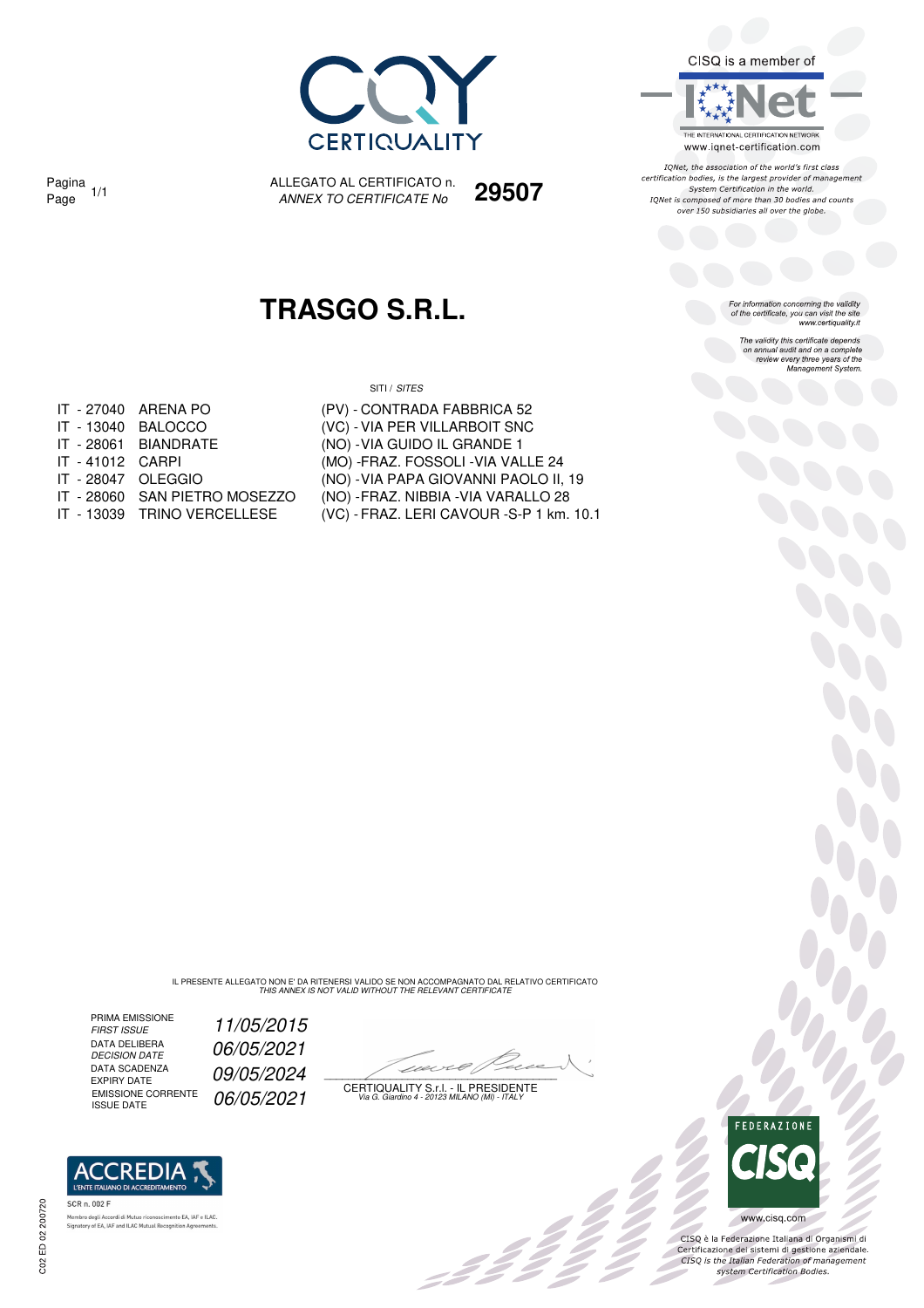CERTIQUALITY

CISQ is a member of

IQNet

THE INTERNATIONAL CERTIFICATION NETWORK

www.iqnet-certification.com

*IQNet, the association of the world's first class certification bodies, is the largest provider of management System Certification in the world. IQNet is composed of more than 30 bodies and counts over 150 subsidiaries all over the globe.*

Pagina / *Page* 1/1

ALLEGATO AL CERTIFICATO n. / *ANNEX TO CERTIFICATE No* **29507**

# TRASGO S.R.L.

*For information concerning the validity of the certificate, you can visit the site www.certiquality.it*

*The validity this certificate depends on annual audit and on a complete review every three years of the Management System.*

SITI / *SITES*

| | | |
|---|---|---|
| IT - 27040 | ARENA PO | (PV) - CONTRADA FABBRICA 52 |
| IT - 13040 | BALOCCO | (VC) - VIA PER VILLARBOIT SNC |
| IT - 28061 | BIANDRATE | (NO) - VIA GUIDO IL GRANDE 1 |
| IT - 41012 | CARPI | (MO) - FRAZ. FOSSOLI - VIA VALLE 24 |
| IT - 28047 | OLEGGIO | (NO) - VIA PAPA GIOVANNI PAOLO II, 19 |
| IT - 28060 | SAN PIETRO MOSEZZO | (NO) - FRAZ. NIBBIA - VIA VARALLO 28 |
| IT - 13039 | TRINO VERCELLESE | (VC) - FRAZ. LERI CAVOUR - S-P 1 km. 10.1 |

IL PRESENTE ALLEGATO NON E' DA RITENERSI VALIDO SE NON ACCOMPAGNATO DAL RELATIVO CERTIFICATO
*THIS ANNEX IS NOT VALID WITHOUT THE RELEVANT CERTIFICATE*

| | |
|---|---|
| PRIMA EMISSIONE / *FIRST ISSUE* | *11/05/2015* |
| DATA DELIBERA / *DECISION DATE* | *06/05/2021* |
| DATA SCADENZA / *EXPIRY DATE* | *09/05/2024* |
| EMISSIONE CORRENTE / *ISSUE DATE* | *06/05/2021* |

CERTIQUALITY S.r.l. - IL PRESIDENTE
*Via G. Giardino 4 - 20123 MILANO (MI) - ITALY*

ACCREDIA
L'ENTE ITALIANO DI ACCREDITAMENTO

SCR n. 002 F

Membro degli Accordi di Mutuo riconoscimento EA, IAF e ILAC.
Signatory of EA, IAF and ILAC Mutual Recognition Agreements.

C02 ED 02 200720

FEDERAZIONE CISQ

www.cisq.com

CISQ è la Federazione Italiana di Organismi di Certificazione dei sistemi di gestione aziendale.
*CISQ is the Italian Federation of management system Certification Bodies.*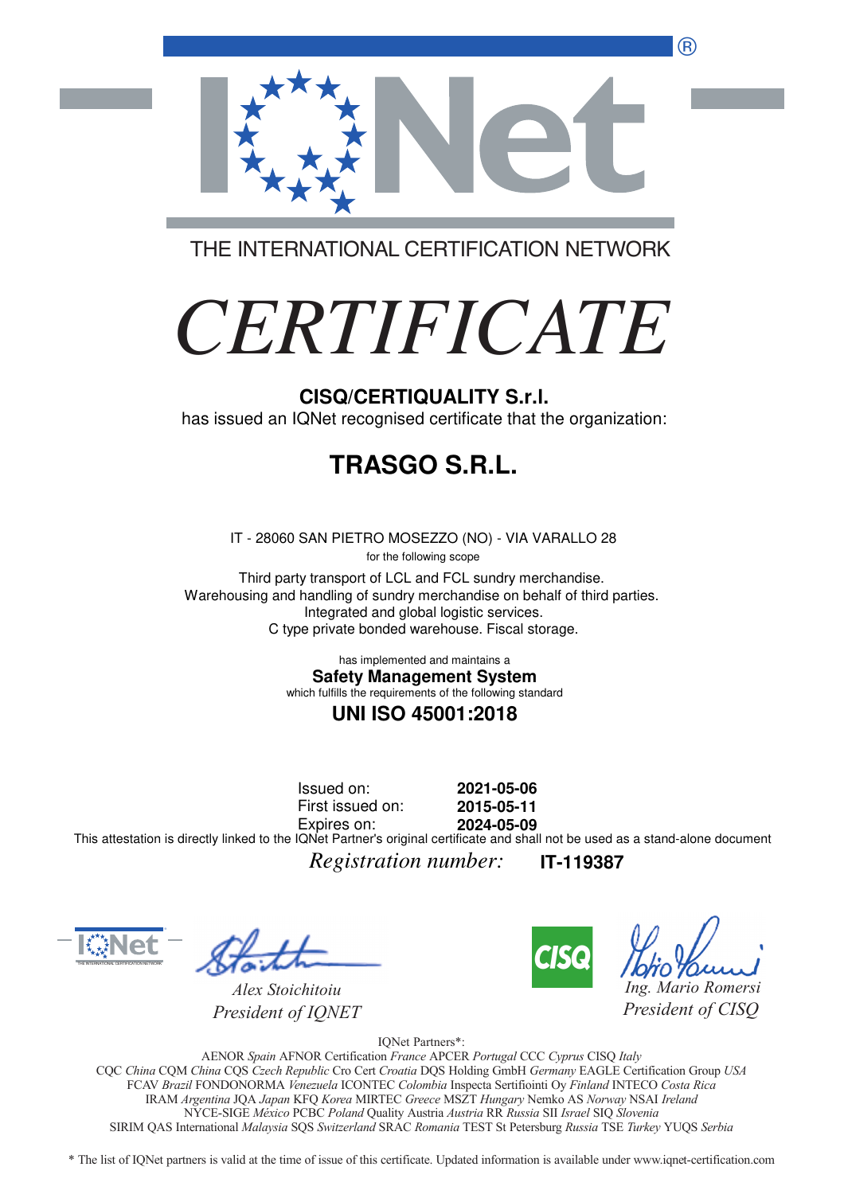THE INTERNATIONAL CERTIFICATION NETWORK

# *CERTIFICATE*

**CISQ/CERTIQUALITY S.r.l.**

has issued an IQNet recognised certificate that the organization:

## TRASGO S.R.L.

IT - 28060 SAN PIETRO MOSEZZO (NO) - VIA VARALLO 28

for the following scope

Third party transport of LCL and FCL sundry merchandise.
Warehousing and handling of sundry merchandise on behalf of third parties.
Integrated and global logistic services.
C type private bonded warehouse. Fiscal storage.

has implemented and maintains a

**Safety Management System**

which fulfills the requirements of the following standard

**UNI ISO 45001:2018**

| | |
|---|---|
| Issued on: | **2021-05-06** |
| First issued on: | **2015-05-11** |
| Expires on: | **2024-05-09** |

This attestation is directly linked to the IQNet Partner's original certificate and shall not be used as a stand-alone document

*Registration number:* **IT-119387**

*Alex Stoichitoiu*
*President of IQNET*

*Ing. Mario Romersi*
*President of CISQ*

IQNet Partners*:

AENOR *Spain* AFNOR Certification *France* APCER *Portugal* CCC *Cyprus* CISQ *Italy*
CQC *China* CQM *China* CQS *Czech Republic* Cro Cert *Croatia* DQS Holding GmbH *Germany* EAGLE Certification Group *USA*
FCAV *Brazil* FONDONORMA *Venezuela* ICONTEC *Colombia* Inspecta Sertifiointi Oy *Finland* INTECO *Costa Rica*
IRAM *Argentina* JQA *Japan* KFQ *Korea* MIRTEC *Greece* MSZT *Hungary* Nemko AS *Norway* NSAI *Ireland*
NYCE-SIGE *México* PCBC *Poland* Quality Austria *Austria* RR *Russia* SII *Israel* SIQ *Slovenia*
SIRIM QAS International *Malaysia* SQS *Switzerland* SRAC *Romania* TEST St Petersburg *Russia* TSE *Turkey* YUQS *Serbia*

\* The list of IQNet partners is valid at the time of issue of this certificate. Updated information is available under www.iqnet-certification.com